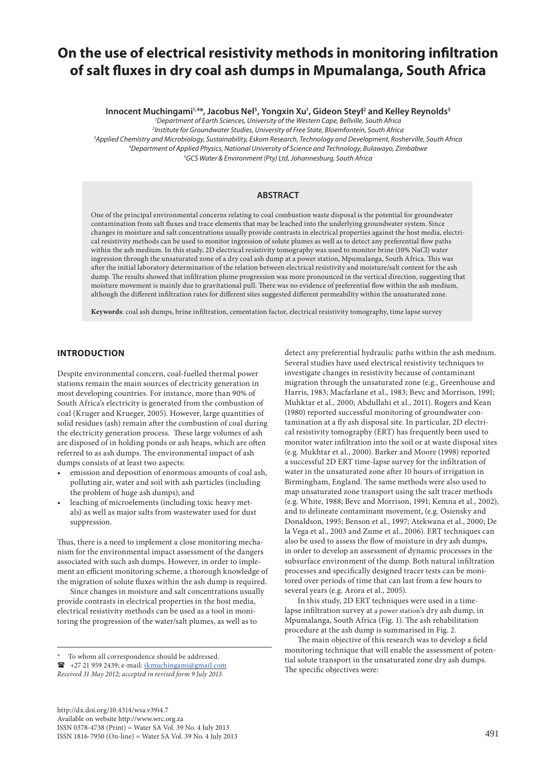# On the use of electrical resistivity methods in monitoring infiltration of salt fluxes in dry coal ash dumps in Mpumalanga, South Africa

**Innocent Muchingami[1,4]\*, Jacobus Nel[5], Yongxin Xu[1], Gideon Steyl[2] and Kelley Reynolds[3]**

*[1]Department of Earth Sciences, University of the Western Cape, Bellville, South Africa*
*[2]Institute for Groundwater Studies, University of Free State, Bloemfontein, South Africa*
*[3]Applied Chemistry and Microbiology, Sustainability, Eskom Research, Technology and Development, Rosherville, South Africa*
*[4]Department of Applied Physics, National University of Science and Technology, Bulawayo, Zimbabwe*
*[5]GCS Water & Environment (Pty) Ltd, Johannesburg, South Africa*

## ABSTRACT

One of the principal environmental concerns relating to coal combustion waste disposal is the potential for groundwater contamination from salt fluxes and trace elements that may be leached into the underlying groundwater system. Since changes in moisture and salt concentrations usually provide contrasts in electrical properties against the host media, electrical resistivity methods can be used to monitor ingression of solute plumes as well as to detect any preferential flow paths within the ash medium. In this study, 2D electrical resistivity tomography was used to monitor brine (10% NaCl) water ingression through the unsaturated zone of a dry coal ash dump at a power station, Mpumalanga, South Africa. This was after the initial laboratory determination of the relation between electrical resistivity and moisture/salt content for the ash dump. The results showed that infiltration plume progression was more pronounced in the vertical direction, suggesting that moisture movement is mainly due to gravitational pull. There was no evidence of preferential flow within the ash medium, although the different infiltration rates for different sites suggested different permeability within the unsaturated zone.

**Keywords**: coal ash dumps, brine infiltration, cementation factor, electrical resistivity tomography, time lapse survey

## INTRODUCTION

Despite environmental concern, coal-fuelled thermal power stations remain the main sources of electricity generation in most developing countries. For instance, more than 90% of South Africa's electricity is generated from the combustion of coal (Kruger and Krueger, 2005). However, large quantities of solid residues (ash) remain after the combustion of coal during the electricity generation process. These large volumes of ash are disposed of in holding ponds or ash heaps, which are often referred to as ash dumps. The environmental impact of ash dumps consists of at least two aspects:

- emission and deposition of enormous amounts of coal ash, polluting air, water and soil with ash particles (including the problem of huge ash dumps); and
- leaching of microelements (including toxic heavy metals) as well as major salts from wastewater used for dust suppression.

Thus, there is a need to implement a close monitoring mechanism for the environmental impact assessment of the dangers associated with such ash dumps. However, in order to implement an efficient monitoring scheme, a thorough knowledge of the migration of solute fluxes within the ash dump is required.

Since changes in moisture and salt concentrations usually provide contrasts in electrical properties in the host media, electrical resistivity methods can be used as a tool in monitoring the progression of the water/salt plumes, as well as to detect any preferential hydraulic paths within the ash medium. Several studies have used electrical resistivity techniques to investigate changes in resistivity because of contaminant migration through the unsaturated zone (e.g., Greenhouse and Harris, 1983; Macfarlane et al., 1983; Bevc and Morrison, 1991; Muhktar et al., 2000; Abdullahi et al., 2011). Rogers and Kean (1980) reported successful monitoring of groundwater contamination at a fly ash disposal site. In particular, 2D electrical resistivity tomography (ERT) has frequently been used to monitor water infiltration into the soil or at waste disposal sites (e.g. Mukhtar et al., 2000). Barker and Moore (1998) reported a successful 2D ERT time-lapse survey for the infiltration of water in the unsaturated zone after 10 hours of irrigation in Birmingham, England. The same methods were also used to map unsaturated zone transport using the salt tracer methods (e.g. White, 1988; Bevc and Morrison, 1991; Kemna et al., 2002), and to delineate contaminant movement, (e.g. Osiensky and Donaldson, 1995; Benson et al., 1997; Atekwana et al., 2000; De la Vega et al., 2003 and Zume et al., 2006). ERT techniques can also be used to assess the flow of moisture in dry ash dumps, in order to develop an assessment of dynamic processes in the subsurface environment of the dump. Both natural infiltration processes and specifically designed tracer tests can be monitored over periods of time that can last from a few hours to several years (e.g. Arora et al., 2005).

In this study, 2D ERT techniques were used in a time-lapse infiltration survey at a power station's dry ash dump, in Mpumalanga, South Africa (Fig. 1). The ash rehabilitation procedure at the ash dump is summarised in Fig. 2.

The main objective of this research was to develop a field monitoring technique that will enable the assessment of potential solute transport in the unsaturated zone dry ash dumps. The specific objectives were:

---

\* To whom all correspondence should be addressed.
☎ +27 21 959 2439; e-mail: ikmuchingami@gmail.com
*Received 31 May 2012; accepted in revised form 9 July 2013.*

http://dx.doi.org/10.4314/wsa.v39i4.7
Available on website http://www.wrc.org.za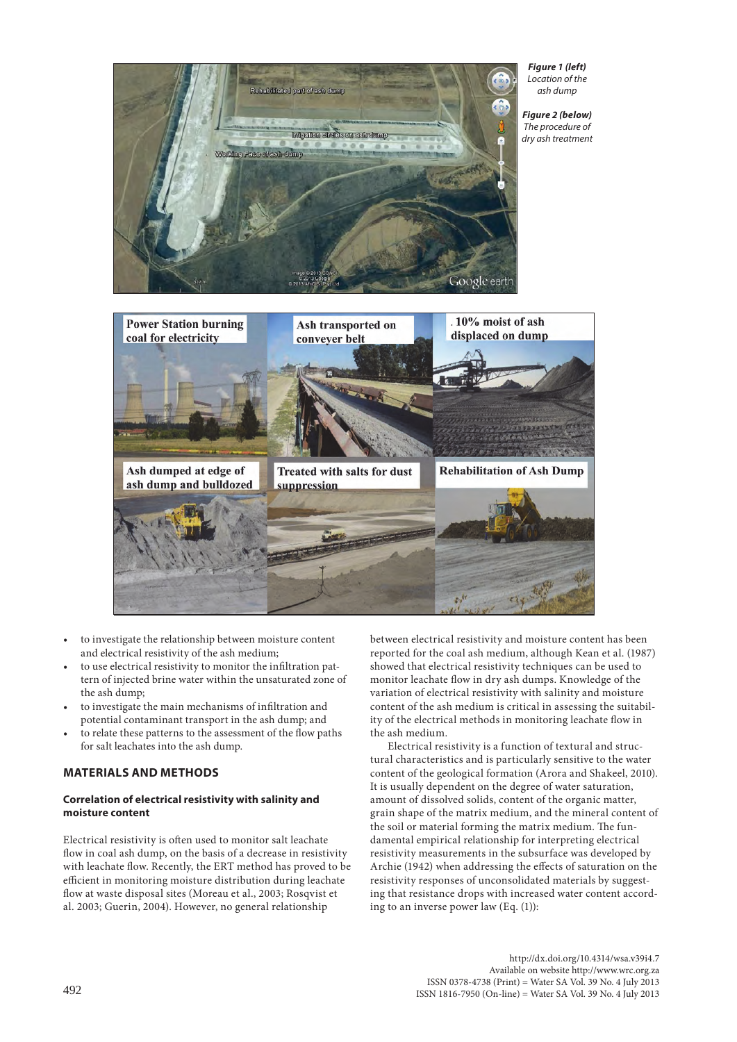*Figure 1 (left)* Location of the ash dump

*Figure 2 (below)* The procedure of dry ash treatment

- to investigate the relationship between moisture content and electrical resistivity of the ash medium;
- to use electrical resistivity to monitor the infiltration pattern of injected brine water within the unsaturated zone of the ash dump;
- to investigate the main mechanisms of infiltration and potential contaminant transport in the ash dump; and
- to relate these patterns to the assessment of the flow paths for salt leachates into the ash dump.

## MATERIALS AND METHODS

### Correlation of electrical resistivity with salinity and moisture content

Electrical resistivity is often used to monitor salt leachate flow in coal ash dump, on the basis of a decrease in resistivity with leachate flow. Recently, the ERT method has proved to be efficient in monitoring moisture distribution during leachate flow at waste disposal sites (Moreau et al., 2003; Rosqvist et al. 2003; Guerin, 2004). However, no general relationship between electrical resistivity and moisture content has been reported for the coal ash medium, although Kean et al. (1987) showed that electrical resistivity techniques can be used to monitor leachate flow in dry ash dumps. Knowledge of the variation of electrical resistivity with salinity and moisture content of the ash medium is critical in assessing the suitability of the electrical methods in monitoring leachate flow in the ash medium.

Electrical resistivity is a function of textural and structural characteristics and is particularly sensitive to the water content of the geological formation (Arora and Shakeel, 2010). It is usually dependent on the degree of water saturation, amount of dissolved solids, content of the organic matter, grain shape of the matrix medium, and the mineral content of the soil or material forming the matrix medium. The fundamental empirical relationship for interpreting electrical resistivity measurements in the subsurface was developed by Archie (1942) when addressing the effects of saturation on the resistivity responses of unconsolidated materials by suggesting that resistance drops with increased water content according to an inverse power law (Eq. (1)):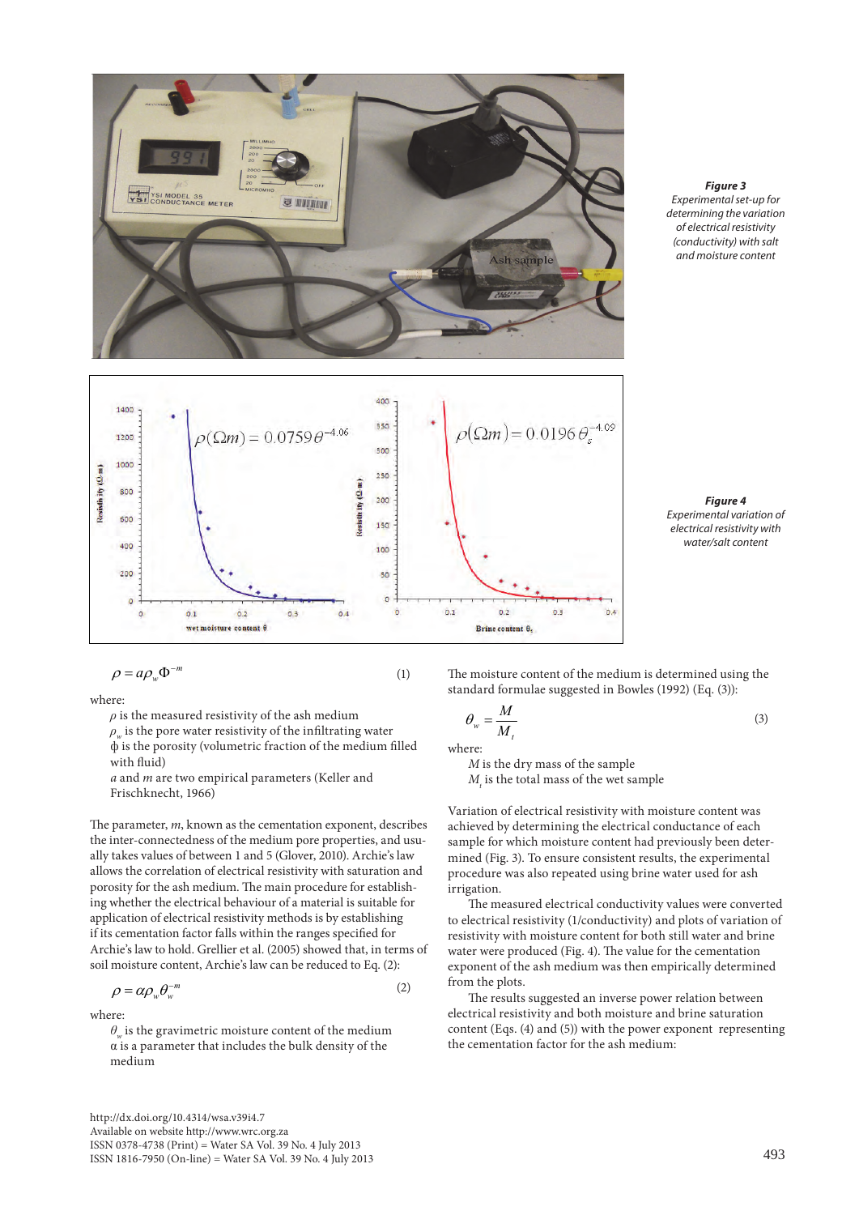*Figure 3*
*Experimental set-up for determining the variation of electrical resistivity (conductivity) with salt and moisture content*

*Figure 4*
*Experimental variation of electrical resistivity with water/salt content*

$$\rho = a\rho_w \Phi^{-m} \tag{1}$$

where:

$\rho$ is the measured resistivity of the ash medium
$\rho_w$ is the pore water resistivity of the infiltrating water
$\phi$ is the porosity (volumetric fraction of the medium filled with fluid)
$a$ and $m$ are two empirical parameters (Keller and Frischknecht, 1966)

The parameter, $m$, known as the cementation exponent, describes the inter-connectedness of the medium pore properties, and usually takes values of between 1 and 5 (Glover, 2010). Archie's law allows the correlation of electrical resistivity with saturation and porosity for the ash medium. The main procedure for establishing whether the electrical behaviour of a material is suitable for application of electrical resistivity methods is by establishing if its cementation factor falls within the ranges specified for Archie's law to hold. Grellier et al. (2005) showed that, in terms of soil moisture content, Archie's law can be reduced to Eq. (2):

$$\rho = \alpha\rho_w \theta_w^{-m} \tag{2}$$

where:

$\theta_w$ is the gravimetric moisture content of the medium
$\alpha$ is a parameter that includes the bulk density of the medium

The moisture content of the medium is determined using the standard formulae suggested in Bowles (1992) (Eq. (3)):

$$\theta_w = \frac{M}{M_t} \tag{3}$$

where:

$M$ is the dry mass of the sample
$M_t$ is the total mass of the wet sample

Variation of electrical resistivity with moisture content was achieved by determining the electrical conductance of each sample for which moisture content had previously been determined (Fig. 3). To ensure consistent results, the experimental procedure was also repeated using brine water used for ash irrigation.

The measured electrical conductivity values were converted to electrical resistivity (1/conductivity) and plots of variation of resistivity with moisture content for both still water and brine water were produced (Fig. 4). The value for the cementation exponent of the ash medium was then empirically determined from the plots.

The results suggested an inverse power relation between electrical resistivity and both moisture and brine saturation content (Eqs. (4) and (5)) with the power exponent representing the cementation factor for the ash medium: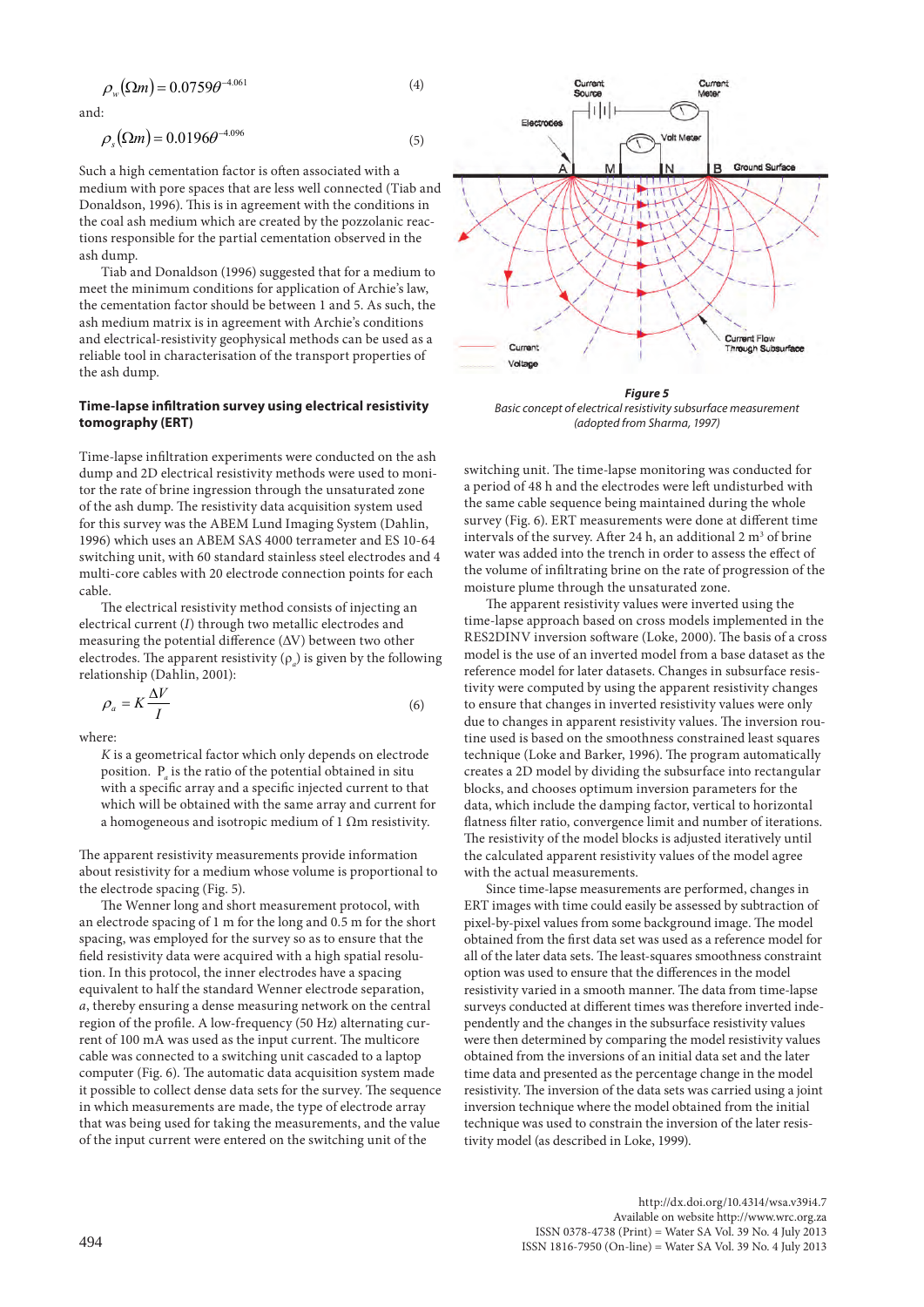$$\rho_w(\Omega m) = 0.0759\theta^{-4.061} \quad (4)$$

and:

$$\rho_s(\Omega m) = 0.0196\theta^{-4.096} \quad (5)$$

Such a high cementation factor is often associated with a medium with pore spaces that are less well connected (Tiab and Donaldson, 1996). This is in agreement with the conditions in the coal ash medium which are created by the pozzolanic reactions responsible for the partial cementation observed in the ash dump.

Tiab and Donaldson (1996) suggested that for a medium to meet the minimum conditions for application of Archie's law, the cementation factor should be between 1 and 5. As such, the ash medium matrix is in agreement with Archie's conditions and electrical-resistivity geophysical methods can be used as a reliable tool in characterisation of the transport properties of the ash dump.

### Time-lapse infiltration survey using electrical resistivity tomography (ERT)

Time-lapse infiltration experiments were conducted on the ash dump and 2D electrical resistivity methods were used to monitor the rate of brine ingression through the unsaturated zone of the ash dump. The resistivity data acquisition system used for this survey was the ABEM Lund Imaging System (Dahlin, 1996) which uses an ABEM SAS 4000 terrameter and ES 10-64 switching unit, with 60 standard stainless steel electrodes and 4 multi-core cables with 20 electrode connection points for each cable.

The electrical resistivity method consists of injecting an electrical current ($I$) through two metallic electrodes and measuring the potential difference ($\Delta V$) between two other electrodes. The apparent resistivity ($\rho_a$) is given by the following relationship (Dahlin, 2001):

$$\rho_a = K\frac{\Delta V}{I} \quad (6)$$

where:

$K$ is a geometrical factor which only depends on electrode position. $P_a$ is the ratio of the potential obtained in situ with a specific array and a specific injected current to that which will be obtained with the same array and current for a homogeneous and isotropic medium of 1 Ωm resistivity.

The apparent resistivity measurements provide information about resistivity for a medium whose volume is proportional to the electrode spacing (Fig. 5).

The Wenner long and short measurement protocol, with an electrode spacing of 1 m for the long and 0.5 m for the short spacing, was employed for the survey so as to ensure that the field resistivity data were acquired with a high spatial resolution. In this protocol, the inner electrodes have a spacing equivalent to half the standard Wenner electrode separation, $a$, thereby ensuring a dense measuring network on the central region of the profile. A low-frequency (50 Hz) alternating current of 100 mA was used as the input current. The multicore cable was connected to a switching unit cascaded to a laptop computer (Fig. 6). The automatic data acquisition system made it possible to collect dense data sets for the survey. The sequence in which measurements are made, the type of electrode array that was being used for taking the measurements, and the value of the input current were entered on the switching unit of the switching unit. The time-lapse monitoring was conducted for a period of 48 h and the electrodes were left undisturbed with the same cable sequence being maintained during the whole survey (Fig. 6). ERT measurements were done at different time intervals of the survey. After 24 h, an additional 2 m³ of brine water was added into the trench in order to assess the effect of the volume of infiltrating brine on the rate of progression of the moisture plume through the unsaturated zone.

*Figure 5*
*Basic concept of electrical resistivity subsurface measurement (adopted from Sharma, 1997)*

The apparent resistivity values were inverted using the time-lapse approach based on cross models implemented in the RES2DINV inversion software (Loke, 2000). The basis of a cross model is the use of an inverted model from a base dataset as the reference model for later datasets. Changes in subsurface resistivity were computed by using the apparent resistivity changes to ensure that changes in inverted resistivity values were only due to changes in apparent resistivity values. The inversion routine used is based on the smoothness constrained least squares technique (Loke and Barker, 1996). The program automatically creates a 2D model by dividing the subsurface into rectangular blocks, and chooses optimum inversion parameters for the data, which include the damping factor, vertical to horizontal flatness filter ratio, convergence limit and number of iterations. The resistivity of the model blocks is adjusted iteratively until the calculated apparent resistivity values of the model agree with the actual measurements.

Since time-lapse measurements are performed, changes in ERT images with time could easily be assessed by subtraction of pixel-by-pixel values from some background image. The model obtained from the first data set was used as a reference model for all of the later data sets. The least-squares smoothness constraint option was used to ensure that the differences in the model resistivity varied in a smooth manner. The data from time-lapse surveys conducted at different times was therefore inverted independently and the changes in the subsurface resistivity values were then determined by comparing the model resistivity values obtained from the inversions of an initial data set and the later time data and presented as the percentage change in the model resistivity. The inversion of the data sets was carried using a joint inversion technique where the model obtained from the initial technique was used to constrain the inversion of the later resistivity model (as described in Loke, 1999).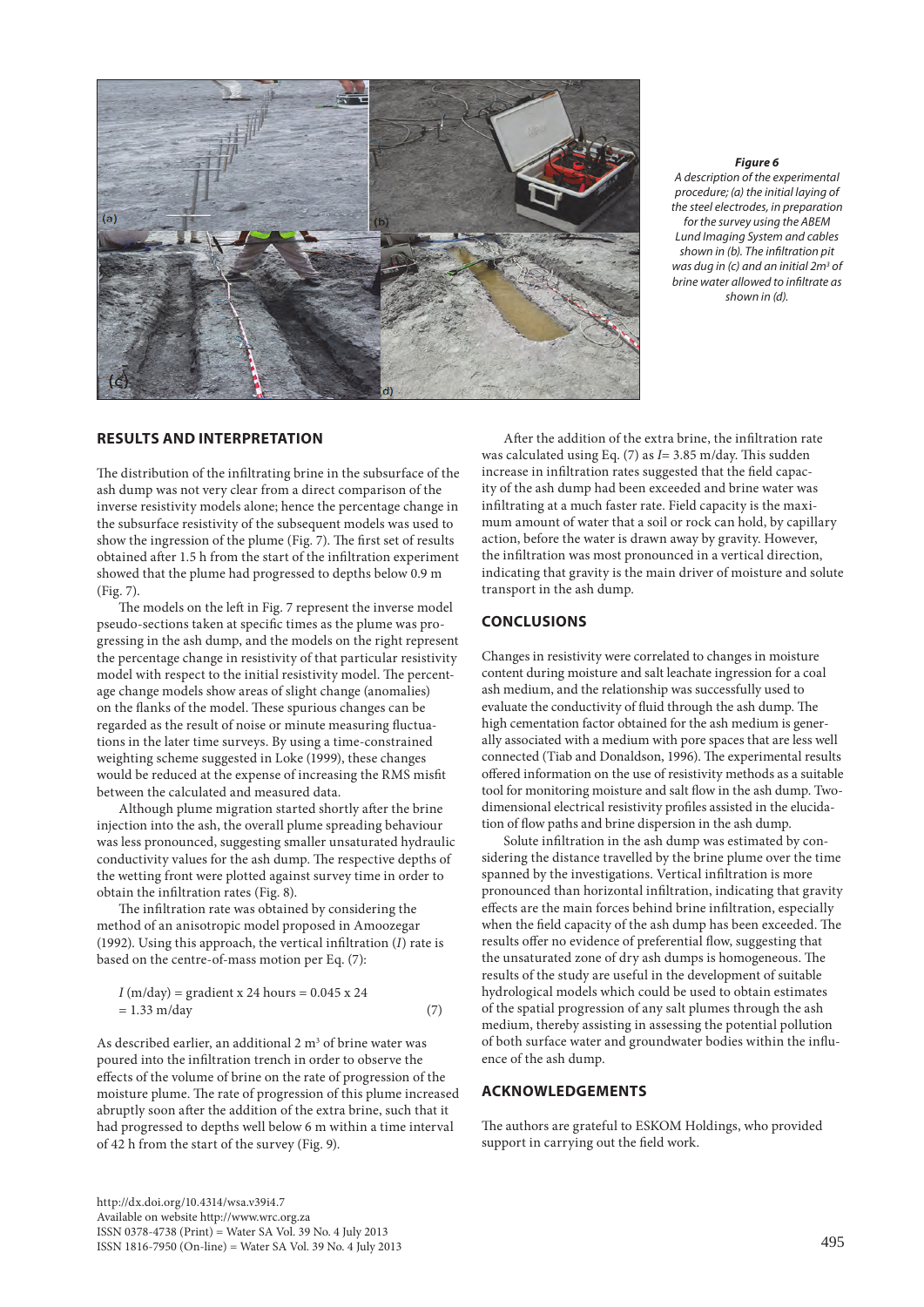*Figure 6*
*A description of the experimental procedure; (a) the initial laying of the steel electrodes, in preparation for the survey using the ABEM Lund Imaging System and cables shown in (b). The infiltration pit was dug in (c) and an initial 2m³ of brine water allowed to infiltrate as shown in (d).*

## RESULTS AND INTERPRETATION

The distribution of the infiltrating brine in the subsurface of the ash dump was not very clear from a direct comparison of the inverse resistivity models alone; hence the percentage change in the subsurface resistivity of the subsequent models was used to show the ingression of the plume (Fig. 7). The first set of results obtained after 1.5 h from the start of the infiltration experiment showed that the plume had progressed to depths below 0.9 m (Fig. 7).

The models on the left in Fig. 7 represent the inverse model pseudo-sections taken at specific times as the plume was progressing in the ash dump, and the models on the right represent the percentage change in resistivity of that particular resistivity model with respect to the initial resistivity model. The percentage change models show areas of slight change (anomalies) on the flanks of the model. These spurious changes can be regarded as the result of noise or minute measuring fluctuations in the later time surveys. By using a time-constrained weighting scheme suggested in Loke (1999), these changes would be reduced at the expense of increasing the RMS misfit between the calculated and measured data.

Although plume migration started shortly after the brine injection into the ash, the overall plume spreading behaviour was less pronounced, suggesting smaller unsaturated hydraulic conductivity values for the ash dump. The respective depths of the wetting front were plotted against survey time in order to obtain the infiltration rates (Fig. 8).

The infiltration rate was obtained by considering the method of an anisotropic model proposed in Amoozegar (1992). Using this approach, the vertical infiltration ($I$) rate is based on the centre-of-mass motion per Eq. (7):

$$I \text{ (m/day)} = \text{gradient} \times 24 \text{ hours} = 0.045 \times 24 = 1.33 \text{ m/day} \tag{7}$$

As described earlier, an additional 2 m³ of brine water was poured into the infiltration trench in order to observe the effects of the volume of brine on the rate of progression of the moisture plume. The rate of progression of this plume increased abruptly soon after the addition of the extra brine, such that it had progressed to depths well below 6 m within a time interval of 42 h from the start of the survey (Fig. 9).

After the addition of the extra brine, the infiltration rate was calculated using Eq. (7) as $I$= 3.85 m/day. This sudden increase in infiltration rates suggested that the field capacity of the ash dump had been exceeded and brine water was infiltrating at a much faster rate. Field capacity is the maximum amount of water that a soil or rock can hold, by capillary action, before the water is drawn away by gravity. However, the infiltration was most pronounced in a vertical direction, indicating that gravity is the main driver of moisture and solute transport in the ash dump.

## CONCLUSIONS

Changes in resistivity were correlated to changes in moisture content during moisture and salt leachate ingression for a coal ash medium, and the relationship was successfully used to evaluate the conductivity of fluid through the ash dump. The high cementation factor obtained for the ash medium is generally associated with a medium with pore spaces that are less well connected (Tiab and Donaldson, 1996). The experimental results offered information on the use of resistivity methods as a suitable tool for monitoring moisture and salt flow in the ash dump. Two-dimensional electrical resistivity profiles assisted in the elucidation of flow paths and brine dispersion in the ash dump.

Solute infiltration in the ash dump was estimated by considering the distance travelled by the brine plume over the time spanned by the investigations. Vertical infiltration is more pronounced than horizontal infiltration, indicating that gravity effects are the main forces behind brine infiltration, especially when the field capacity of the ash dump has been exceeded. The results offer no evidence of preferential flow, suggesting that the unsaturated zone of dry ash dumps is homogeneous. The results of the study are useful in the development of suitable hydrological models which could be used to obtain estimates of the spatial progression of any salt plumes through the ash medium, thereby assisting in assessing the potential pollution of both surface water and groundwater bodies within the influence of the ash dump.

## ACKNOWLEDGEMENTS

The authors are grateful to ESKOM Holdings, who provided support in carrying out the field work.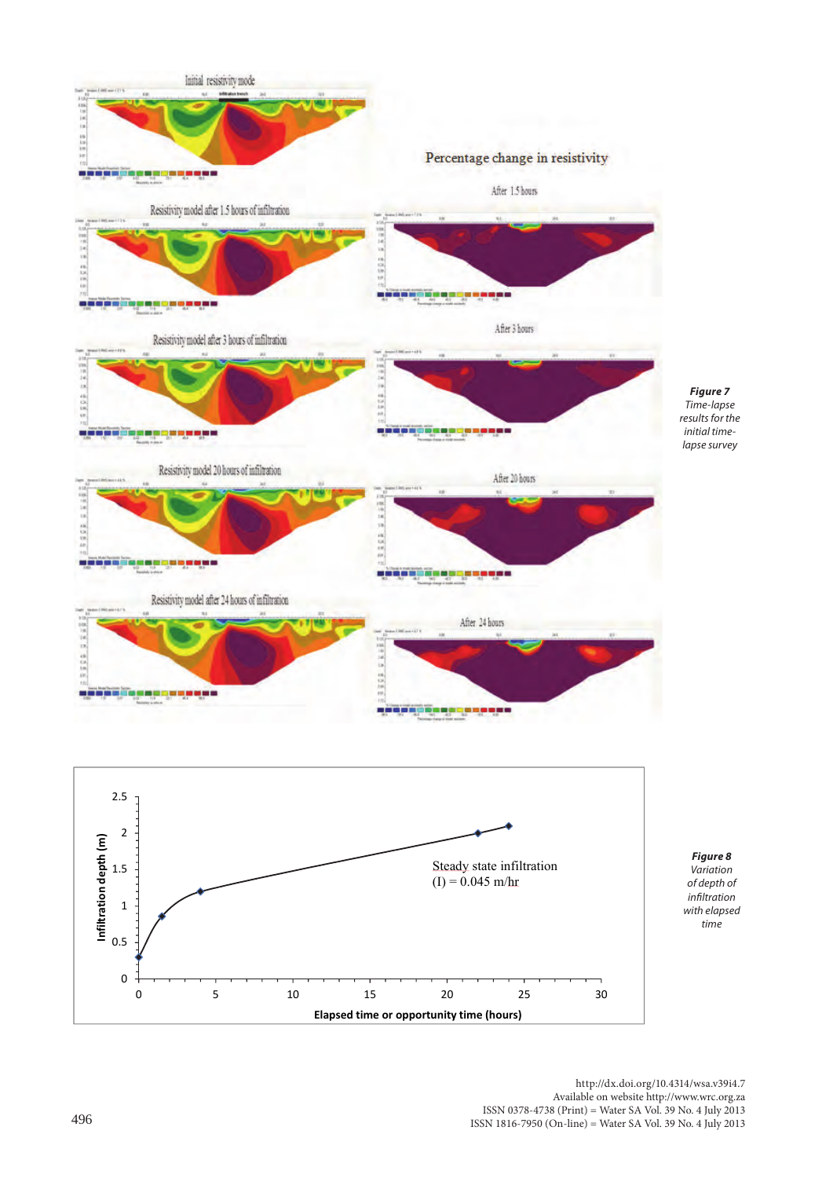***Figure 7***
*Time-lapse results for the initial time-lapse survey*

***Figure 8***
*Variation of depth of infiltration with elapsed time*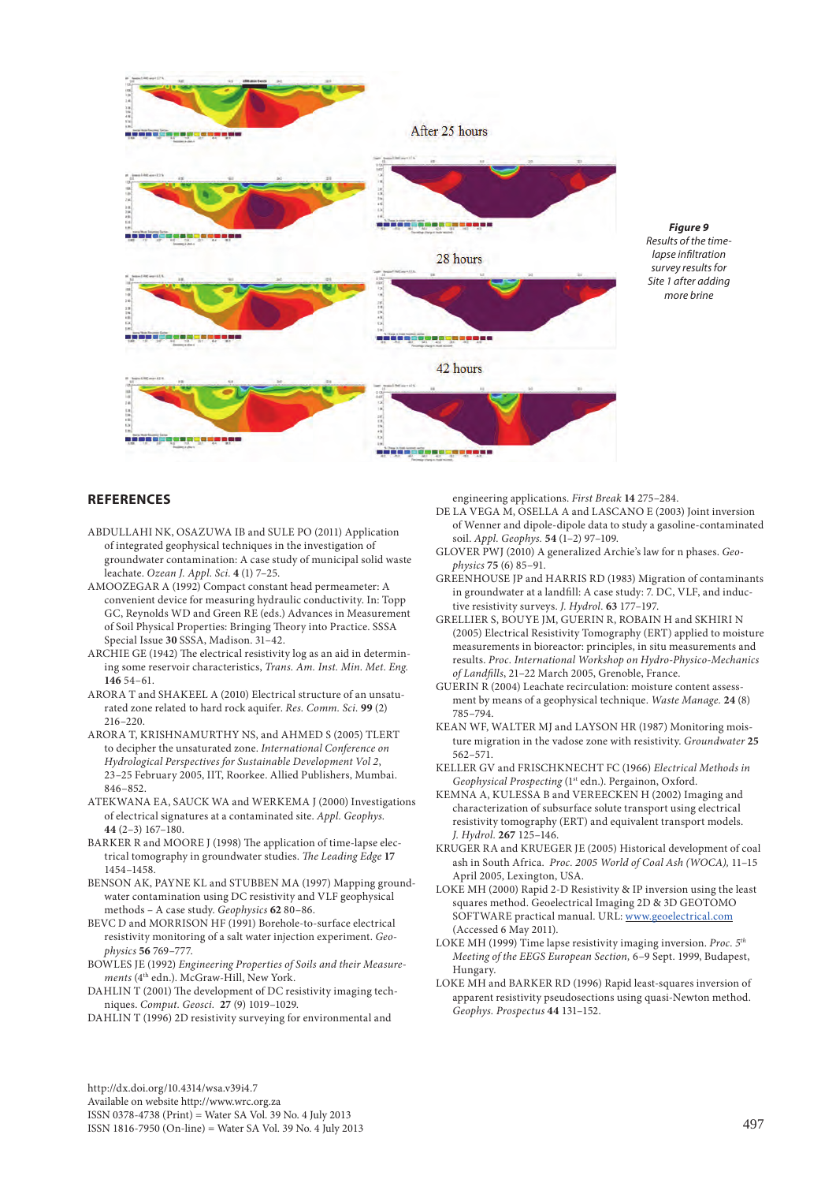After 25 hours

28 hours

42 hours

***Figure 9***
*Results of the time-lapse infiltration survey results for Site 1 after adding more brine*

## REFERENCES

ABDULLAHI NK, OSAZUWA IB and SULE PO (2011) Application of integrated geophysical techniques in the investigation of groundwater contamination: A case study of municipal solid waste leachate. *Ozean J. Appl. Sci.* **4** (1) 7–25.

AMOOZEGAR A (1992) Compact constant head permeameter: A convenient device for measuring hydraulic conductivity. In: Topp GC, Reynolds WD and Green RE (eds.) Advances in Measurement of Soil Physical Properties: Bringing Theory into Practice. SSSA Special Issue **30** SSSA, Madison. 31–42.

ARCHIE GE (1942) The electrical resistivity log as an aid in determining some reservoir characteristics, *Trans. Am. Inst. Min. Met. Eng.* **146** 54–61.

ARORA T and SHAKEEL A (2010) Electrical structure of an unsaturated zone related to hard rock aquifer. *Res. Comm. Sci.* **99** (2) 216–220.

ARORA T, KRISHNAMURTHY NS, and AHMED S (2005) TLERT to decipher the unsaturated zone. *International Conference on Hydrological Perspectives for Sustainable Development Vol 2*, 23–25 February 2005, IIT, Roorkee. Allied Publishers, Mumbai. 846–852.

ATEKWANA EA, SAUCK WA and WERKEMA J (2000) Investigations of electrical signatures at a contaminated site. *Appl. Geophys.* **44** (2–3) 167–180.

BARKER R and MOORE J (1998) The application of time-lapse electrical tomography in groundwater studies. *The Leading Edge* **17** 1454–1458.

BENSON AK, PAYNE KL and STUBBEN MA (1997) Mapping groundwater contamination using DC resistivity and VLF geophysical methods – A case study. *Geophysics* **62** 80–86.

BEVC D and MORRISON HF (1991) Borehole-to-surface electrical resistivity monitoring of a salt water injection experiment. *Geophysics* **56** 769–777.

BOWLES JE (1992) *Engineering Properties of Soils and their Measurements* (4th edn.). McGraw-Hill, New York.

DAHLIN T (2001) The development of DC resistivity imaging techniques. *Comput. Geosci.* **27** (9) 1019–1029.

DAHLIN T (1996) 2D resistivity surveying for environmental and engineering applications. *First Break* **14** 275–284.

DE LA VEGA M, OSELLA A and LASCANO E (2003) Joint inversion of Wenner and dipole-dipole data to study a gasoline-contaminated soil. *Appl. Geophys.* **54** (1–2) 97–109.

GLOVER PWJ (2010) A generalized Archie's law for n phases. *Geophysics* **75** (6) 85–91.

GREENHOUSE JP and HARRIS RD (1983) Migration of contaminants in groundwater at a landfill: A case study: 7. DC, VLF, and inductive resistivity surveys. *J. Hydrol.* **63** 177–197.

GRELLIER S, BOUYE JM, GUERIN R, ROBAIN H and SKHIRI N (2005) Electrical Resistivity Tomography (ERT) applied to moisture measurements in bioreactor: principles, in situ measurements and results. *Proc. International Workshop on Hydro-Physico-Mechanics of Landfills*, 21–22 March 2005, Grenoble, France.

GUERIN R (2004) Leachate recirculation: moisture content assessment by means of a geophysical technique. *Waste Manage.* **24** (8) 785–794.

KEAN WF, WALTER MJ and LAYSON HR (1987) Monitoring moisture migration in the vadose zone with resistivity. *Groundwater* **25** 562–571.

KELLER GV and FRISCHKNECHT FC (1966) *Electrical Methods in Geophysical Prospecting* (1st edn.). Pergainon, Oxford.

KEMNA A, KULESSA B and VEREECKEN H (2002) Imaging and characterization of subsurface solute transport using electrical resistivity tomography (ERT) and equivalent transport models. *J. Hydrol.* **267** 125–146.

KRUGER RA and KRUEGER JE (2005) Historical development of coal ash in South Africa. *Proc. 2005 World of Coal Ash (WOCA)*, 11–15 April 2005, Lexington, USA.

LOKE MH (2000) Rapid 2-D Resistivity & IP inversion using the least squares method. Geoelectrical Imaging 2D & 3D GEOTOMO SOFTWARE practical manual. URL: www.geoelectrical.com (Accessed 6 May 2011).

LOKE MH (1999) Time lapse resistivity imaging inversion. *Proc. 5th Meeting of the EEGS European Section*, 6–9 Sept. 1999, Budapest, Hungary.

LOKE MH and BARKER RD (1996) Rapid least-squares inversion of apparent resistivity pseudosections using quasi-Newton method. *Geophys. Prospectus* **44** 131–152.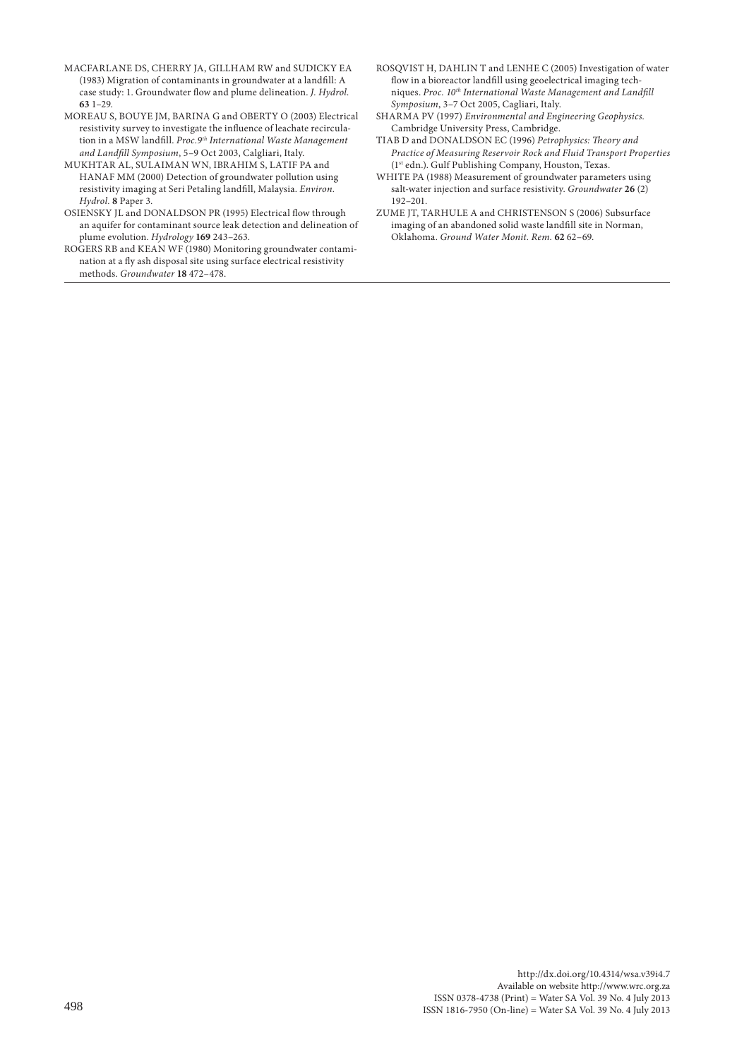MACFARLANE DS, CHERRY JA, GILLHAM RW and SUDICKY EA (1983) Migration of contaminants in groundwater at a landfill: A case study: 1. Groundwater flow and plume delineation. *J. Hydrol.* **63** 1–29.

MOREAU S, BOUYE JM, BARINA G and OBERTY O (2003) Electrical resistivity survey to investigate the influence of leachate recirculation in a MSW landfill. *Proc.9th International Waste Management and Landfill Symposium*, 5–9 Oct 2003, Calgliari, Italy.

MUKHTAR AL, SULAIMAN WN, IBRAHIM S, LATIF PA and HANAF MM (2000) Detection of groundwater pollution using resistivity imaging at Seri Petaling landfill, Malaysia. *Environ. Hydrol.* **8** Paper 3.

OSIENSKY JL and DONALDSON PR (1995) Electrical flow through an aquifer for contaminant source leak detection and delineation of plume evolution. *Hydrology* **169** 243–263.

ROGERS RB and KEAN WF (1980) Monitoring groundwater contamination at a fly ash disposal site using surface electrical resistivity methods. *Groundwater* **18** 472–478.

ROSQVIST H, DAHLIN T and LENHE C (2005) Investigation of water flow in a bioreactor landfill using geoelectrical imaging techniques. *Proc. 10th International Waste Management and Landfill Symposium*, 3–7 Oct 2005, Cagliari, Italy.

SHARMA PV (1997) *Environmental and Engineering Geophysics.* Cambridge University Press, Cambridge.

TIAB D and DONALDSON EC (1996) *Petrophysics: Theory and Practice of Measuring Reservoir Rock and Fluid Transport Properties* (1st edn.). Gulf Publishing Company, Houston, Texas.

WHITE PA (1988) Measurement of groundwater parameters using salt-water injection and surface resistivity. *Groundwater* **26** (2) 192–201.

ZUME JT, TARHULE A and CHRISTENSON S (2006) Subsurface imaging of an abandoned solid waste landfill site in Norman, Oklahoma. *Ground Water Monit. Rem.* **62** 62–69.